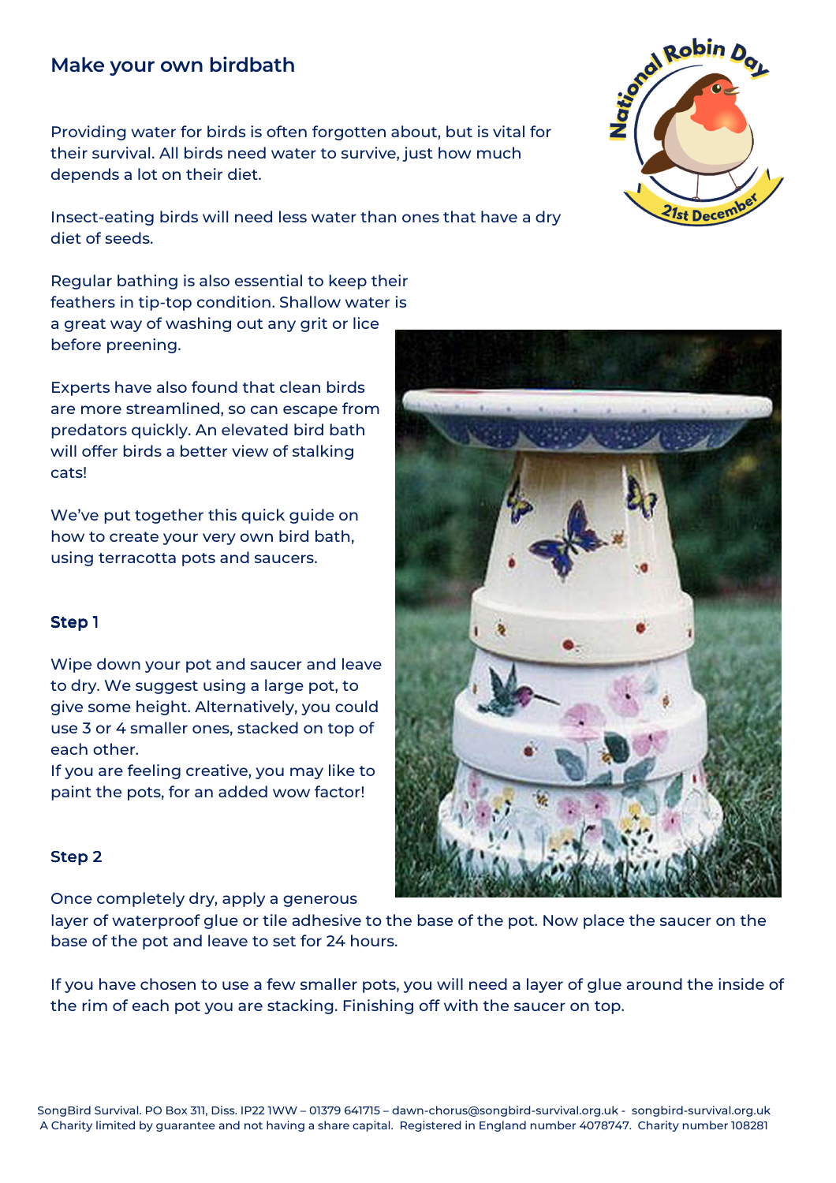## Make your own birdbath

Providing water for birds is often forgotten about, but is vital for their survival. All birds need water to survive, just how much depends a lot on their diet.

Insect-eating birds will need less water than ones that have a dry diet of seeds.

Regular bathing is also essential to keep their feathers in tip-top condition. Shallow water is a great way of washing out any grit or lice before preening.

Experts have also found that clean birds are more streamlined, so can escape from predators quickly. An elevated bird bath will offer birds a better view of stalking cats!

We've put together this quick guide on how to create your very own bird bath, using terracotta pots and saucers.

### Step 1

Wipe down your pot and saucer and leave to dry. We suggest using a large pot, to give some height. Alternatively, you could use 3 or 4 smaller ones, stacked on top of each other.
If you are feeling creative, you may like to paint the pots, for an added wow factor!

### Step 2

Once completely dry, apply a generous layer of waterproof glue or tile adhesive to the base of the pot. Now place the saucer on the base of the pot and leave to set for 24 hours.

If you have chosen to use a few smaller pots, you will need a layer of glue around the inside of the rim of each pot you are stacking. Finishing off with the saucer on top.

SongBird Survival. PO Box 311, Diss. IP22 1WW – 01379 641715 – dawn-chorus@songbird-survival.org.uk - songbird-survival.org.uk
A Charity limited by guarantee and not having a share capital. Registered in England number 4078747. Charity number 108281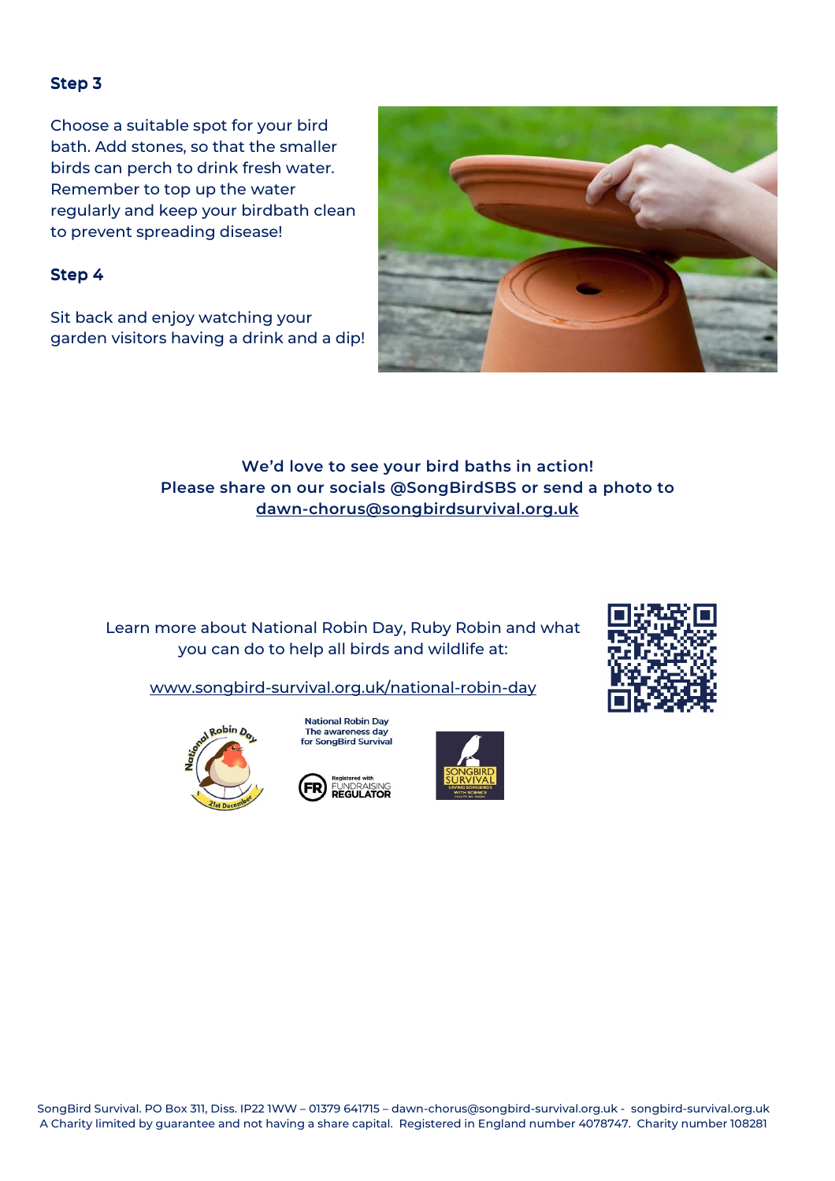### Step 3

Choose a suitable spot for your bird bath. Add stones, so that the smaller birds can perch to drink fresh water. Remember to top up the water regularly and keep your birdbath clean to prevent spreading disease!

### Step 4

Sit back and enjoy watching your garden visitors having a drink and a dip!

**We'd love to see your bird baths in action!**
**Please share on our socials @SongBirdSBS or send a photo to dawn-chorus@songbirdsurvival.org.uk**

Learn more about National Robin Day, Ruby Robin and what you can do to help all birds and wildlife at:

www.songbird-survival.org.uk/national-robin-day

National Robin Day
The awareness day
for SongBird Survival

SongBird Survival. PO Box 311, Diss. IP22 1WW – 01379 641715 – dawn-chorus@songbird-survival.org.uk - songbird-survival.org.uk
A Charity limited by guarantee and not having a share capital. Registered in England number 4078747. Charity number 108281